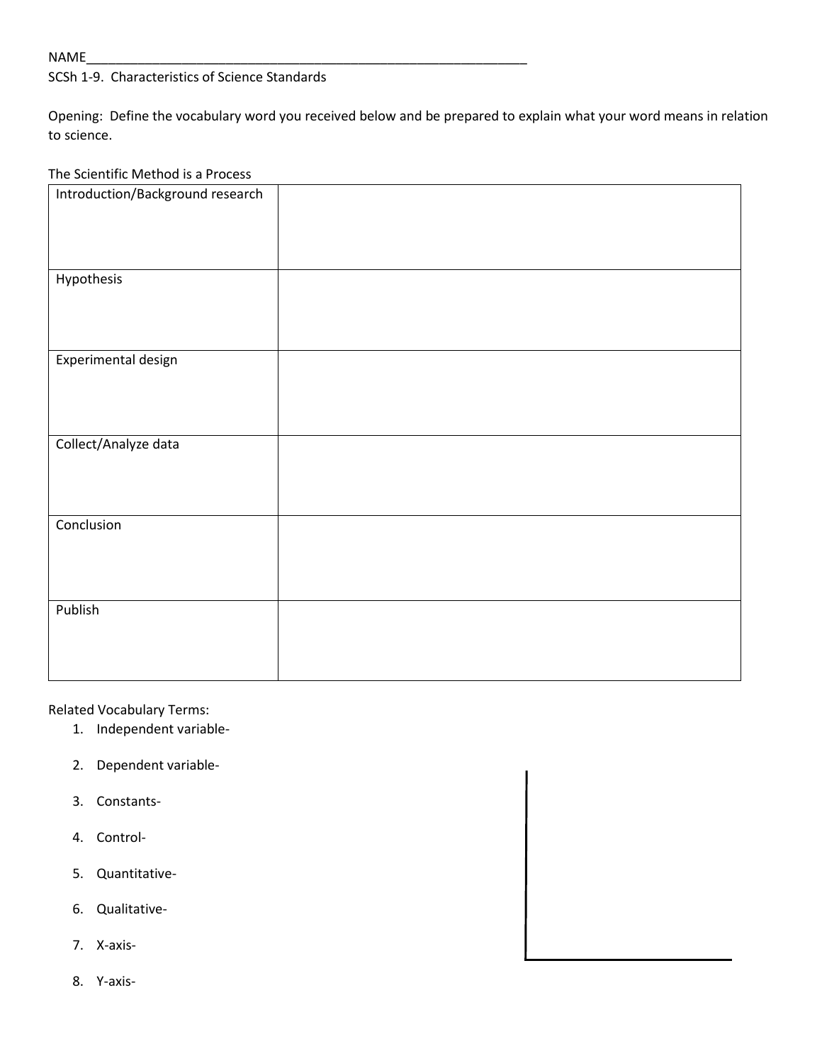NAME_______________________________________________________________

SCSh 1-9. Characteristics of Science Standards

Opening: Define the vocabulary word you received below and be prepared to explain what your word means in relation to science.

The Scientific Method is a Process

| | |
|---|---|
| Introduction/Background research | |
| Hypothesis | |
| Experimental design | |
| Collect/Analyze data | |
| Conclusion | |
| Publish | |

Related Vocabulary Terms:

1. Independent variable-
2. Dependent variable-
3. Constants-
4. Control-
5. Quantitative-
6. Qualitative-
7. X-axis-
8. Y-axis-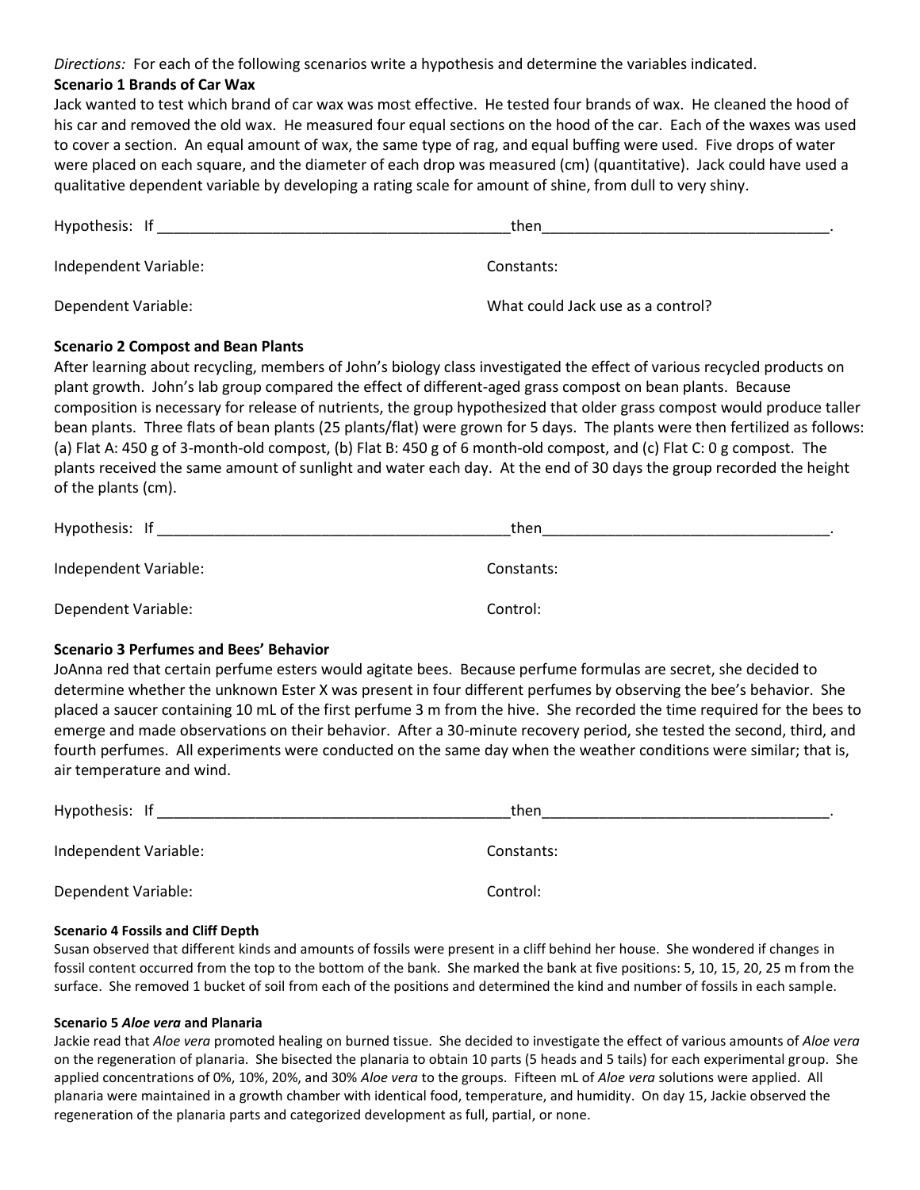*Directions:* For each of the following scenarios write a hypothesis and determine the variables indicated.

**Scenario 1 Brands of Car Wax**

Jack wanted to test which brand of car wax was most effective. He tested four brands of wax. He cleaned the hood of his car and removed the old wax. He measured four equal sections on the hood of the car. Each of the waxes was used to cover a section. An equal amount of wax, the same type of rag, and equal buffing were used. Five drops of water were placed on each square, and the diameter of each drop was measured (cm) (quantitative). Jack could have used a qualitative dependent variable by developing a rating scale for amount of shine, from dull to very shiny.

Hypothesis: If ____________________________________________then___________________________________.

Independent Variable: Constants:

Dependent Variable: What could Jack use as a control?

**Scenario 2 Compost and Bean Plants**

After learning about recycling, members of John's biology class investigated the effect of various recycled products on plant growth. John's lab group compared the effect of different-aged grass compost on bean plants. Because composition is necessary for release of nutrients, the group hypothesized that older grass compost would produce taller bean plants. Three flats of bean plants (25 plants/flat) were grown for 5 days. The plants were then fertilized as follows: (a) Flat A: 450 g of 3-month-old compost, (b) Flat B: 450 g of 6 month-old compost, and (c) Flat C: 0 g compost. The plants received the same amount of sunlight and water each day. At the end of 30 days the group recorded the height of the plants (cm).

Hypothesis: If ____________________________________________then___________________________________.

Independent Variable: Constants:

Dependent Variable: Control:

**Scenario 3 Perfumes and Bees' Behavior**

JoAnna red that certain perfume esters would agitate bees. Because perfume formulas are secret, she decided to determine whether the unknown Ester X was present in four different perfumes by observing the bee's behavior. She placed a saucer containing 10 mL of the first perfume 3 m from the hive. She recorded the time required for the bees to emerge and made observations on their behavior. After a 30-minute recovery period, she tested the second, third, and fourth perfumes. All experiments were conducted on the same day when the weather conditions were similar; that is, air temperature and wind.

Hypothesis: If ____________________________________________then___________________________________.

Independent Variable: Constants:

Dependent Variable: Control:

**Scenario 4 Fossils and Cliff Depth**

Susan observed that different kinds and amounts of fossils were present in a cliff behind her house. She wondered if changes in fossil content occurred from the top to the bottom of the bank. She marked the bank at five positions: 5, 10, 15, 20, 25 m from the surface. She removed 1 bucket of soil from each of the positions and determined the kind and number of fossils in each sample.

**Scenario 5 *Aloe vera* and Planaria**

Jackie read that *Aloe vera* promoted healing on burned tissue. She decided to investigate the effect of various amounts of *Aloe vera* on the regeneration of planaria. She bisected the planaria to obtain 10 parts (5 heads and 5 tails) for each experimental group. She applied concentrations of 0%, 10%, 20%, and 30% *Aloe vera* to the groups. Fifteen mL of *Aloe vera* solutions were applied. All planaria were maintained in a growth chamber with identical food, temperature, and humidity. On day 15, Jackie observed the regeneration of the planaria parts and categorized development as full, partial, or none.